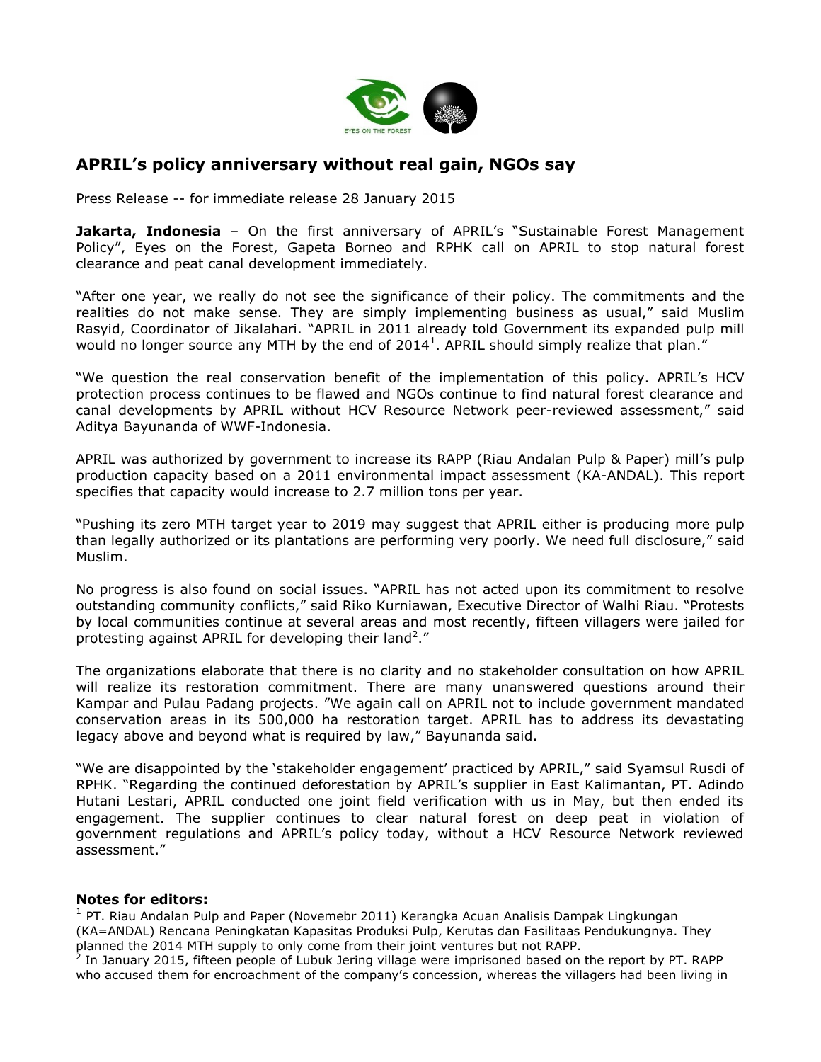# APRIL's policy anniversary without real gain, NGOs say

Press Release -- for immediate release 28 January 2015

**Jakarta, Indonesia** – On the first anniversary of APRIL's "Sustainable Forest Management Policy", Eyes on the Forest, Gapeta Borneo and RPHK call on APRIL to stop natural forest clearance and peat canal development immediately.

"After one year, we really do not see the significance of their policy. The commitments and the realities do not make sense. They are simply implementing business as usual," said Muslim Rasyid, Coordinator of Jikalahari. "APRIL in 2011 already told Government its expanded pulp mill would no longer source any MTH by the end of 2014[1]. APRIL should simply realize that plan."

"We question the real conservation benefit of the implementation of this policy. APRIL's HCV protection process continues to be flawed and NGOs continue to find natural forest clearance and canal developments by APRIL without HCV Resource Network peer-reviewed assessment," said Aditya Bayunanda of WWF-Indonesia.

APRIL was authorized by government to increase its RAPP (Riau Andalan Pulp & Paper) mill's pulp production capacity based on a 2011 environmental impact assessment (KA-ANDAL). This report specifies that capacity would increase to 2.7 million tons per year.

"Pushing its zero MTH target year to 2019 may suggest that APRIL either is producing more pulp than legally authorized or its plantations are performing very poorly. We need full disclosure," said Muslim.

No progress is also found on social issues. "APRIL has not acted upon its commitment to resolve outstanding community conflicts," said Riko Kurniawan, Executive Director of Walhi Riau. "Protests by local communities continue at several areas and most recently, fifteen villagers were jailed for protesting against APRIL for developing their land[2]."

The organizations elaborate that there is no clarity and no stakeholder consultation on how APRIL will realize its restoration commitment. There are many unanswered questions around their Kampar and Pulau Padang projects. "We again call on APRIL not to include government mandated conservation areas in its 500,000 ha restoration target. APRIL has to address its devastating legacy above and beyond what is required by law," Bayunanda said.

"We are disappointed by the 'stakeholder engagement' practiced by APRIL," said Syamsul Rusdi of RPHK. "Regarding the continued deforestation by APRIL's supplier in East Kalimantan, PT. Adindo Hutani Lestari, APRIL conducted one joint field verification with us in May, but then ended its engagement. The supplier continues to clear natural forest on deep peat in violation of government regulations and APRIL's policy today, without a HCV Resource Network reviewed assessment."

**Notes for editors:**

[1] PT. Riau Andalan Pulp and Paper (Novemebr 2011) Kerangka Acuan Analisis Dampak Lingkungan (KA=ANDAL) Rencana Peningkatan Kapasitas Produksi Pulp, Kerutas dan Fasilitaas Pendukungnya. They planned the 2014 MTH supply to only come from their joint ventures but not RAPP.

[2] In January 2015, fifteen people of Lubuk Jering village were imprisoned based on the report by PT. RAPP who accused them for encroachment of the company's concession, whereas the villagers had been living in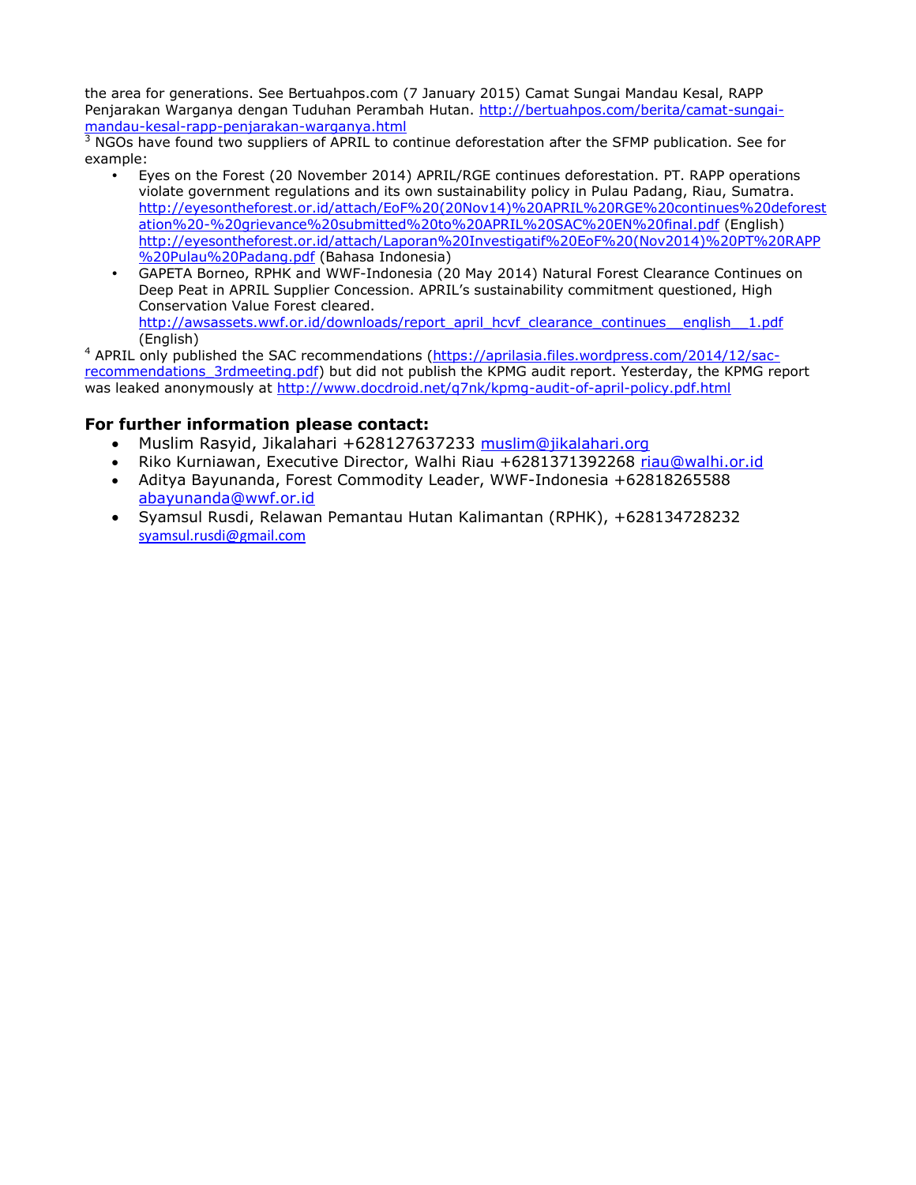the area for generations. See Bertuahpos.com (7 January 2015) Camat Sungai Mandau Kesal, RAPP Penjarakan Warganya dengan Tuduhan Perambah Hutan. http://bertuahpos.com/berita/camat-sungai-mandau-kesal-rapp-penjarakan-warganya.html

[3] NGOs have found two suppliers of APRIL to continue deforestation after the SFMP publication. See for example:

- Eyes on the Forest (20 November 2014) APRIL/RGE continues deforestation. PT. RAPP operations violate government regulations and its own sustainability policy in Pulau Padang, Riau, Sumatra. http://eyesontheforest.or.id/attach/EoF%20(20Nov14)%20APRIL%20RGE%20continues%20deforestation%20-%20grievance%20submitted%20to%20APRIL%20SAC%20EN%20final.pdf (English) http://eyesontheforest.or.id/attach/Laporan%20Investigatif%20EoF%20(Nov2014)%20PT%20RAPP%20Pulau%20Padang.pdf (Bahasa Indonesia)
- GAPETA Borneo, RPHK and WWF-Indonesia (20 May 2014) Natural Forest Clearance Continues on Deep Peat in APRIL Supplier Concession. APRIL's sustainability commitment questioned, High Conservation Value Forest cleared. http://awsassets.wwf.or.id/downloads/report_april_hcvf_clearance_continues__english__1.pdf (English)

[4] APRIL only published the SAC recommendations (https://aprilasia.files.wordpress.com/2014/12/sac-recommendations_3rdmeeting.pdf) but did not publish the KPMG audit report. Yesterday, the KPMG report was leaked anonymously at http://www.docdroid.net/q7nk/kpmg-audit-of-april-policy.pdf.html

## For further information please contact:

- Muslim Rasyid, Jikalahari +628127637233 muslim@jikalahari.org
- Riko Kurniawan, Executive Director, Walhi Riau +6281371392268 riau@walhi.or.id
- Aditya Bayunanda, Forest Commodity Leader, WWF-Indonesia +62818265588 abayunanda@wwf.or.id
- Syamsul Rusdi, Relawan Pemantau Hutan Kalimantan (RPHK), +628134728232 syamsul.rusdi@gmail.com